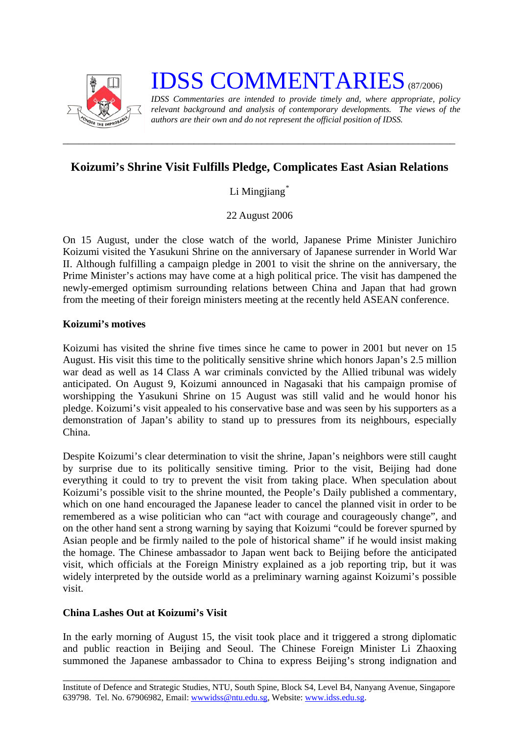# IDSS COMMENTARIES (87/2006)

*IDSS Commentaries are intended to provide timely and, where appropriate, policy relevant background and analysis of contemporary developments. The views of the authors are their own and do not represent the official position of IDSS.*

---

## Koizumi's Shrine Visit Fulfills Pledge, Complicates East Asian Relations

Li Mingjiang*

22 August 2006

On 15 August, under the close watch of the world, Japanese Prime Minister Junichiro Koizumi visited the Yasukuni Shrine on the anniversary of Japanese surrender in World War II. Although fulfilling a campaign pledge in 2001 to visit the shrine on the anniversary, the Prime Minister's actions may have come at a high political price. The visit has dampened the newly-emerged optimism surrounding relations between China and Japan that had grown from the meeting of their foreign ministers meeting at the recently held ASEAN conference.

### Koizumi's motives

Koizumi has visited the shrine five times since he came to power in 2001 but never on 15 August. His visit this time to the politically sensitive shrine which honors Japan's 2.5 million war dead as well as 14 Class A war criminals convicted by the Allied tribunal was widely anticipated. On August 9, Koizumi announced in Nagasaki that his campaign promise of worshipping the Yasukuni Shrine on 15 August was still valid and he would honor his pledge. Koizumi's visit appealed to his conservative base and was seen by his supporters as a demonstration of Japan's ability to stand up to pressures from its neighbours, especially China.

Despite Koizumi's clear determination to visit the shrine, Japan's neighbors were still caught by surprise due to its politically sensitive timing. Prior to the visit, Beijing had done everything it could to try to prevent the visit from taking place. When speculation about Koizumi's possible visit to the shrine mounted, the People's Daily published a commentary, which on one hand encouraged the Japanese leader to cancel the planned visit in order to be remembered as a wise politician who can "act with courage and courageously change", and on the other hand sent a strong warning by saying that Koizumi "could be forever spurned by Asian people and be firmly nailed to the pole of historical shame" if he would insist making the homage. The Chinese ambassador to Japan went back to Beijing before the anticipated visit, which officials at the Foreign Ministry explained as a job reporting trip, but it was widely interpreted by the outside world as a preliminary warning against Koizumi's possible visit.

### China Lashes Out at Koizumi's Visit

In the early morning of August 15, the visit took place and it triggered a strong diplomatic and public reaction in Beijing and Seoul. The Chinese Foreign Minister Li Zhaoxing summoned the Japanese ambassador to China to express Beijing's strong indignation and

---

Institute of Defence and Strategic Studies, NTU, South Spine, Block S4, Level B4, Nanyang Avenue, Singapore 639798. Tel. No. 67906982, Email: wwwidss@ntu.edu.sg, Website: www.idss.edu.sg.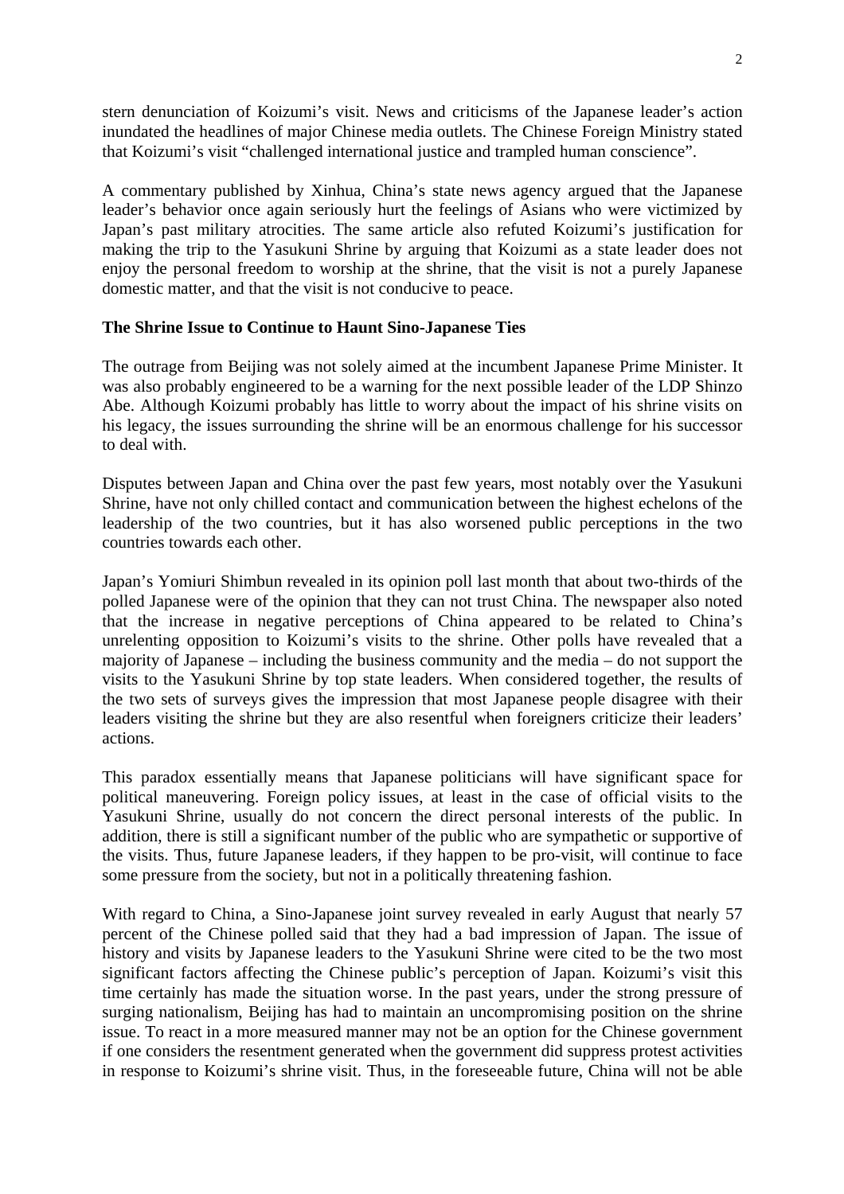stern denunciation of Koizumi's visit. News and criticisms of the Japanese leader's action inundated the headlines of major Chinese media outlets. The Chinese Foreign Ministry stated that Koizumi's visit "challenged international justice and trampled human conscience".

A commentary published by Xinhua, China's state news agency argued that the Japanese leader's behavior once again seriously hurt the feelings of Asians who were victimized by Japan's past military atrocities. The same article also refuted Koizumi's justification for making the trip to the Yasukuni Shrine by arguing that Koizumi as a state leader does not enjoy the personal freedom to worship at the shrine, that the visit is not a purely Japanese domestic matter, and that the visit is not conducive to peace.

**The Shrine Issue to Continue to Haunt Sino-Japanese Ties**

The outrage from Beijing was not solely aimed at the incumbent Japanese Prime Minister. It was also probably engineered to be a warning for the next possible leader of the LDP Shinzo Abe. Although Koizumi probably has little to worry about the impact of his shrine visits on his legacy, the issues surrounding the shrine will be an enormous challenge for his successor to deal with.

Disputes between Japan and China over the past few years, most notably over the Yasukuni Shrine, have not only chilled contact and communication between the highest echelons of the leadership of the two countries, but it has also worsened public perceptions in the two countries towards each other.

Japan's Yomiuri Shimbun revealed in its opinion poll last month that about two-thirds of the polled Japanese were of the opinion that they can not trust China. The newspaper also noted that the increase in negative perceptions of China appeared to be related to China's unrelenting opposition to Koizumi's visits to the shrine. Other polls have revealed that a majority of Japanese – including the business community and the media – do not support the visits to the Yasukuni Shrine by top state leaders. When considered together, the results of the two sets of surveys gives the impression that most Japanese people disagree with their leaders visiting the shrine but they are also resentful when foreigners criticize their leaders' actions.

This paradox essentially means that Japanese politicians will have significant space for political maneuvering. Foreign policy issues, at least in the case of official visits to the Yasukuni Shrine, usually do not concern the direct personal interests of the public. In addition, there is still a significant number of the public who are sympathetic or supportive of the visits. Thus, future Japanese leaders, if they happen to be pro-visit, will continue to face some pressure from the society, but not in a politically threatening fashion.

With regard to China, a Sino-Japanese joint survey revealed in early August that nearly 57 percent of the Chinese polled said that they had a bad impression of Japan. The issue of history and visits by Japanese leaders to the Yasukuni Shrine were cited to be the two most significant factors affecting the Chinese public's perception of Japan. Koizumi's visit this time certainly has made the situation worse. In the past years, under the strong pressure of surging nationalism, Beijing has had to maintain an uncompromising position on the shrine issue. To react in a more measured manner may not be an option for the Chinese government if one considers the resentment generated when the government did suppress protest activities in response to Koizumi's shrine visit. Thus, in the foreseeable future, China will not be able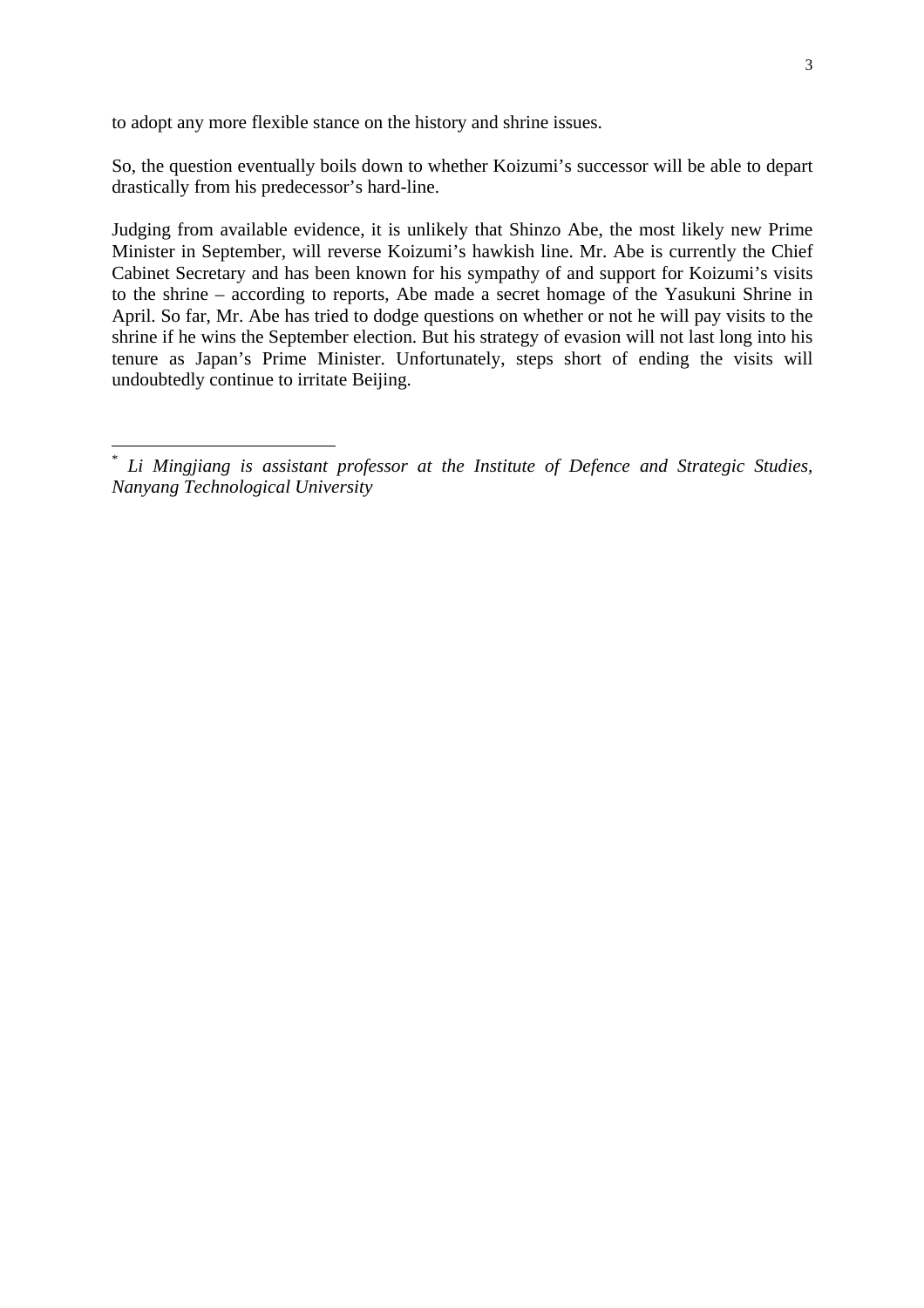to adopt any more flexible stance on the history and shrine issues.

So, the question eventually boils down to whether Koizumi's successor will be able to depart drastically from his predecessor's hard-line.

Judging from available evidence, it is unlikely that Shinzo Abe, the most likely new Prime Minister in September, will reverse Koizumi's hawkish line. Mr. Abe is currently the Chief Cabinet Secretary and has been known for his sympathy of and support for Koizumi's visits to the shrine – according to reports, Abe made a secret homage of the Yasukuni Shrine in April. So far, Mr. Abe has tried to dodge questions on whether or not he will pay visits to the shrine if he wins the September election. But his strategy of evasion will not last long into his tenure as Japan's Prime Minister. Unfortunately, steps short of ending the visits will undoubtedly continue to irritate Beijing.

---

[*] *Li Mingjiang is assistant professor at the Institute of Defence and Strategic Studies, Nanyang Technological University*